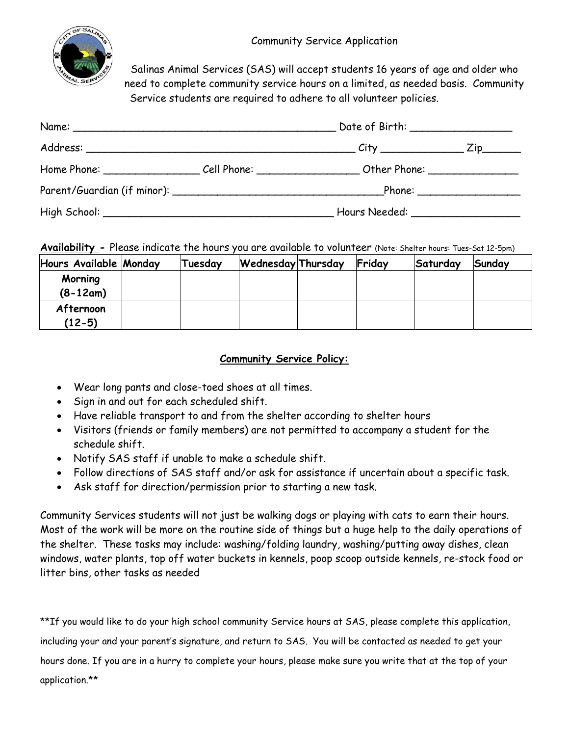# Community Service Application

Salinas Animal Services (SAS) will accept students 16 years of age and older who need to complete community service hours on a limited, as needed basis. Community Service students are required to adhere to all volunteer policies.

Name: ___________________________________________ Date of Birth: ________________

Address: ____________________________________________ City _____________ Zip______

Home Phone: ________________ Cell Phone: ________________ Other Phone: _______________

Parent/Guardian (if minor): __________________________________Phone: _________________

High School: ______________________________________ Hours Needed: _________________

**Availability** - Please indicate the hours you are available to volunteer (Note: Shelter hours: Tues-Sat 12-5pm)

| Hours Available | Monday | Tuesday | Wednesday | Thursday | Friday | Saturday | Sunday |
|---|---|---|---|---|---|---|---|
| Morning (8-12am) | | | | | | | |
| Afternoon (12-5) | | | | | | | |

## Community Service Policy:

- Wear long pants and close-toed shoes at all times.
- Sign in and out for each scheduled shift.
- Have reliable transport to and from the shelter according to shelter hours
- Visitors (friends or family members) are not permitted to accompany a student for the schedule shift.
- Notify SAS staff if unable to make a schedule shift.
- Follow directions of SAS staff and/or ask for assistance if uncertain about a specific task.
- Ask staff for direction/permission prior to starting a new task.

Community Services students will not just be walking dogs or playing with cats to earn their hours. Most of the work will be more on the routine side of things but a huge help to the daily operations of the shelter. These tasks may include: washing/folding laundry, washing/putting away dishes, clean windows, water plants, top off water buckets in kennels, poop scoop outside kennels, re-stock food or litter bins, other tasks as needed

**If you would like to do your high school community Service hours at SAS, please complete this application, including your and your parent's signature, and return to SAS. You will be contacted as needed to get your hours done. If you are in a hurry to complete your hours, please make sure you write that at the top of your application.**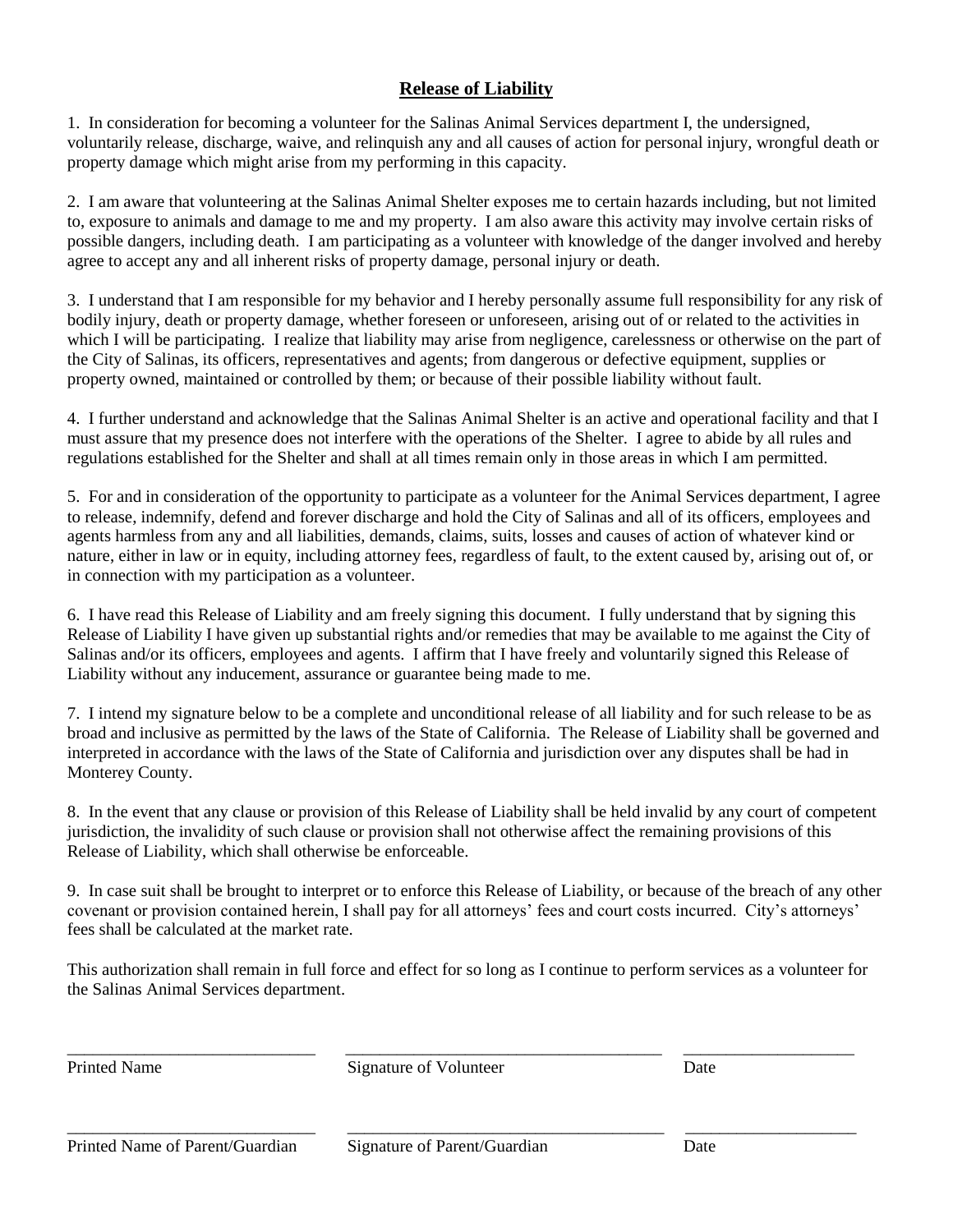## Release of Liability

1. In consideration for becoming a volunteer for the Salinas Animal Services department I, the undersigned, voluntarily release, discharge, waive, and relinquish any and all causes of action for personal injury, wrongful death or property damage which might arise from my performing in this capacity.

2. I am aware that volunteering at the Salinas Animal Shelter exposes me to certain hazards including, but not limited to, exposure to animals and damage to me and my property. I am also aware this activity may involve certain risks of possible dangers, including death. I am participating as a volunteer with knowledge of the danger involved and hereby agree to accept any and all inherent risks of property damage, personal injury or death.

3. I understand that I am responsible for my behavior and I hereby personally assume full responsibility for any risk of bodily injury, death or property damage, whether foreseen or unforeseen, arising out of or related to the activities in which I will be participating. I realize that liability may arise from negligence, carelessness or otherwise on the part of the City of Salinas, its officers, representatives and agents; from dangerous or defective equipment, supplies or property owned, maintained or controlled by them; or because of their possible liability without fault.

4. I further understand and acknowledge that the Salinas Animal Shelter is an active and operational facility and that I must assure that my presence does not interfere with the operations of the Shelter. I agree to abide by all rules and regulations established for the Shelter and shall at all times remain only in those areas in which I am permitted.

5. For and in consideration of the opportunity to participate as a volunteer for the Animal Services department, I agree to release, indemnify, defend and forever discharge and hold the City of Salinas and all of its officers, employees and agents harmless from any and all liabilities, demands, claims, suits, losses and causes of action of whatever kind or nature, either in law or in equity, including attorney fees, regardless of fault, to the extent caused by, arising out of, or in connection with my participation as a volunteer.

6. I have read this Release of Liability and am freely signing this document. I fully understand that by signing this Release of Liability I have given up substantial rights and/or remedies that may be available to me against the City of Salinas and/or its officers, employees and agents. I affirm that I have freely and voluntarily signed this Release of Liability without any inducement, assurance or guarantee being made to me.

7. I intend my signature below to be a complete and unconditional release of all liability and for such release to be as broad and inclusive as permitted by the laws of the State of California. The Release of Liability shall be governed and interpreted in accordance with the laws of the State of California and jurisdiction over any disputes shall be had in Monterey County.

8. In the event that any clause or provision of this Release of Liability shall be held invalid by any court of competent jurisdiction, the invalidity of such clause or provision shall not otherwise affect the remaining provisions of this Release of Liability, which shall otherwise be enforceable.

9. In case suit shall be brought to interpret or to enforce this Release of Liability, or because of the breach of any other covenant or provision contained herein, I shall pay for all attorneys' fees and court costs incurred. City's attorneys' fees shall be calculated at the market rate.

This authorization shall remain in full force and effect for so long as I continue to perform services as a volunteer for the Salinas Animal Services department.

| | | |
|---|---|---|
| ______________________________ | ______________________________________ | ____________________ |
| Printed Name | Signature of Volunteer | Date |
| ______________________________ | ______________________________________ | ____________________ |
| Printed Name of Parent/Guardian | Signature of Parent/Guardian | Date |